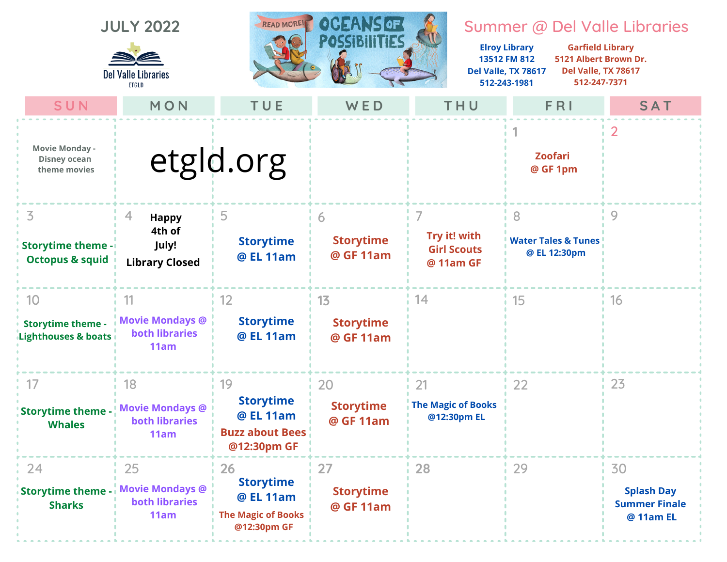# JULY 2022

Del Valle Libraries
ETGLD

READ MORE! OCEANS OF POSSIBILITIES

## Summer @ Del Valle Libraries

**Elroy Library**
13512 FM 812
Del Valle, TX 78617
512-243-1981

**Garfield Library**
5121 Albert Brown Dr.
Del Valle, TX 78617
512-247-7371

| SUN | MON | TUE | WED | THU | FRI | SAT |
|---|---|---|---|---|---|---|
| Movie Monday - Disney ocean theme movies | etgld.org | | | | 1 Zoofari @ GF 1pm | 2 |
| 3 Storytime theme - Octopus & squid | 4 Happy 4th of July! Library Closed | 5 Storytime @ EL 11am | 6 Storytime @ GF 11am | 7 Try it! with Girl Scouts @ 11am GF | 8 Water Tales & Tunes @ EL 12:30pm | 9 |
| 10 Storytime theme - Lighthouses & boats | 11 Movie Mondays @ both libraries 11am | 12 Storytime @ EL 11am | 13 Storytime @ GF 11am | 14 | 15 | 16 |
| 17 Storytime theme - Whales | 18 Movie Mondays @ both libraries 11am | 19 Storytime @ EL 11am Buzz about Bees @12:30pm GF | 20 Storytime @ GF 11am | 21 The Magic of Books @12:30pm EL | 22 | 23 |
| 24 Storytime theme - Sharks | 25 Movie Mondays @ both libraries 11am | 26 Storytime @ EL 11am The Magic of Books @12:30pm GF | 27 Storytime @ GF 11am | 28 | 29 | 30 Splash Day Summer Finale @ 11am EL |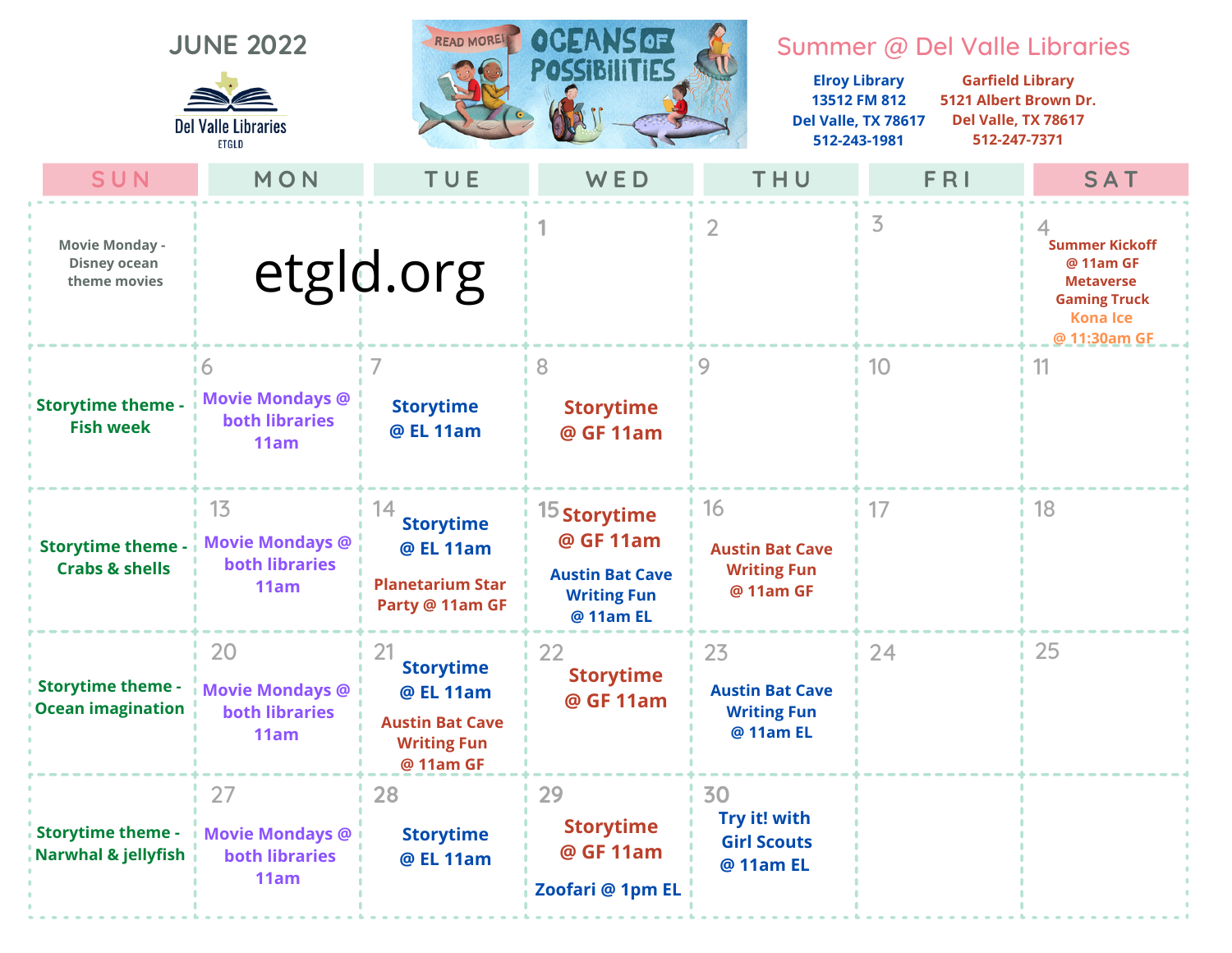# JUNE 2022

Del Valle Libraries
ETGLD

READ MORE! OCEANS OF POSSIBILITIES

## Summer @ Del Valle Libraries

**Elroy Library**
13512 FM 812
Del Valle, TX 78617
512-243-1981

**Garfield Library**
5121 Albert Brown Dr.
Del Valle, TX 78617
512-247-7371

| SUN | MON | TUE | WED | THU | FRI | SAT |
|---|---|---|---|---|---|---|
| Movie Monday - Disney ocean theme movies | etgld.org | | 1 | 2 | 3 | 4 Summer Kickoff @ 11am GF Metaverse Gaming Truck Kona Ice @ 11:30am GF |
| Storytime theme - Fish week | 6 Movie Mondays @ both libraries 11am | 7 Storytime @ EL 11am | 8 Storytime @ GF 11am | 9 | 10 | 11 |
| Storytime theme - Crabs & shells | 13 Movie Mondays @ both libraries 11am | 14 Storytime @ EL 11am Planetarium Star Party @ 11am GF | 15 Storytime @ GF 11am Austin Bat Cave Writing Fun @ 11am EL | 16 Austin Bat Cave Writing Fun @ 11am GF | 17 | 18 |
| Storytime theme - Ocean imagination | 20 Movie Mondays @ both libraries 11am | 21 Storytime @ EL 11am Austin Bat Cave Writing Fun @ 11am GF | 22 Storytime @ GF 11am | 23 Austin Bat Cave Writing Fun @ 11am EL | 24 | 25 |
| Storytime theme - Narwhal & jellyfish | 27 Movie Mondays @ both libraries 11am | 28 Storytime @ EL 11am | 29 Storytime @ GF 11am Zoofari @ 1pm EL | 30 Try it! with Girl Scouts @ 11am EL | | |